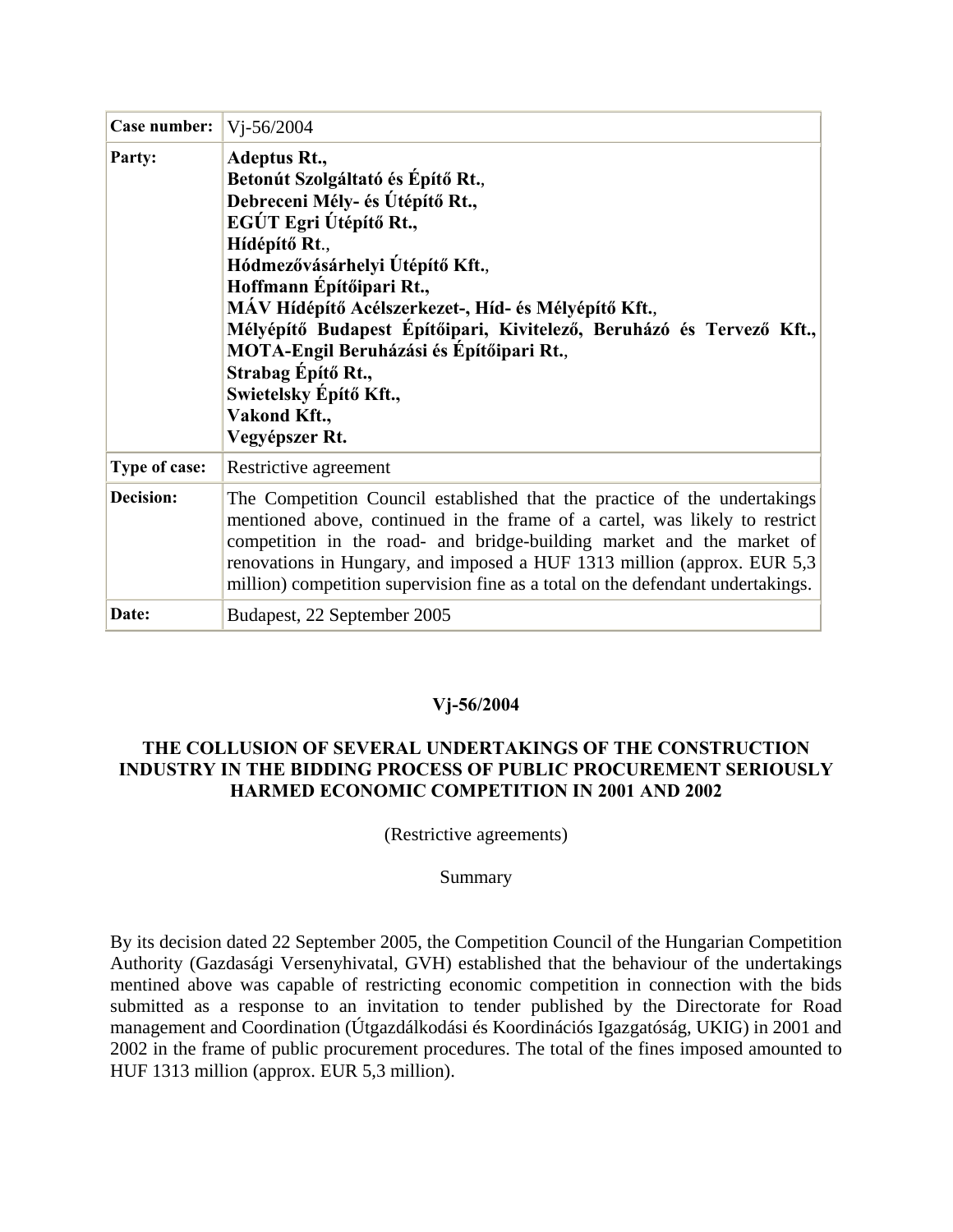| Case number: | Vj-56/2004 |
|---|---|
| Party: | **Adeptus Rt.,**<br>**Betonút Szolgáltató és Építő Rt.,**<br>**Debreceni Mély- és Útépítő Rt.,**<br>**EGÚT Egri Útépítő Rt.,**<br>**Hídépítő Rt.,**<br>**Hódmezővásárhelyi Útépítő Kft.,**<br>**Hoffmann Építőipari Rt.,**<br>**MÁV Hídépítő Acélszerkezet-, Híd- és Mélyépítő Kft.,**<br>**Mélyépítő Budapest Építőipari, Kivitelező, Beruházó és Tervező Kft.,**<br>**MOTA-Engil Beruházási és Építőipari Rt.,**<br>**Strabag Építő Rt.,**<br>**Swietelsky Építő Kft.,**<br>**Vakond Kft.,**<br>**Vegyépszer Rt.** |
| Type of case: | Restrictive agreement |
| Decision: | The Competition Council established that the practice of the undertakings mentioned above, continued in the frame of a cartel, was likely to restrict competition in the road- and bridge-building market and the market of renovations in Hungary, and imposed a HUF 1313 million (approx. EUR 5,3 million) competition supervision fine as a total on the defendant undertakings. |
| Date: | Budapest, 22 September 2005 |

**Vj-56/2004**

**THE COLLUSION OF SEVERAL UNDERTAKINGS OF THE CONSTRUCTION INDUSTRY IN THE BIDDING PROCESS OF PUBLIC PROCUREMENT SERIOUSLY HARMED ECONOMIC COMPETITION IN 2001 AND 2002**

(Restrictive agreements)

Summary

By its decision dated 22 September 2005, the Competition Council of the Hungarian Competition Authority (Gazdasági Versenyhivatal, GVH) established that the behaviour of the undertakings mentined above was capable of restricting economic competition in connection with the bids submitted as a response to an invitation to tender published by the Directorate for Road management and Coordination (Útgazdálkodási és Koordinációs Igazgatóság, UKIG) in 2001 and 2002 in the frame of public procurement procedures. The total of the fines imposed amounted to HUF 1313 million (approx. EUR 5,3 million).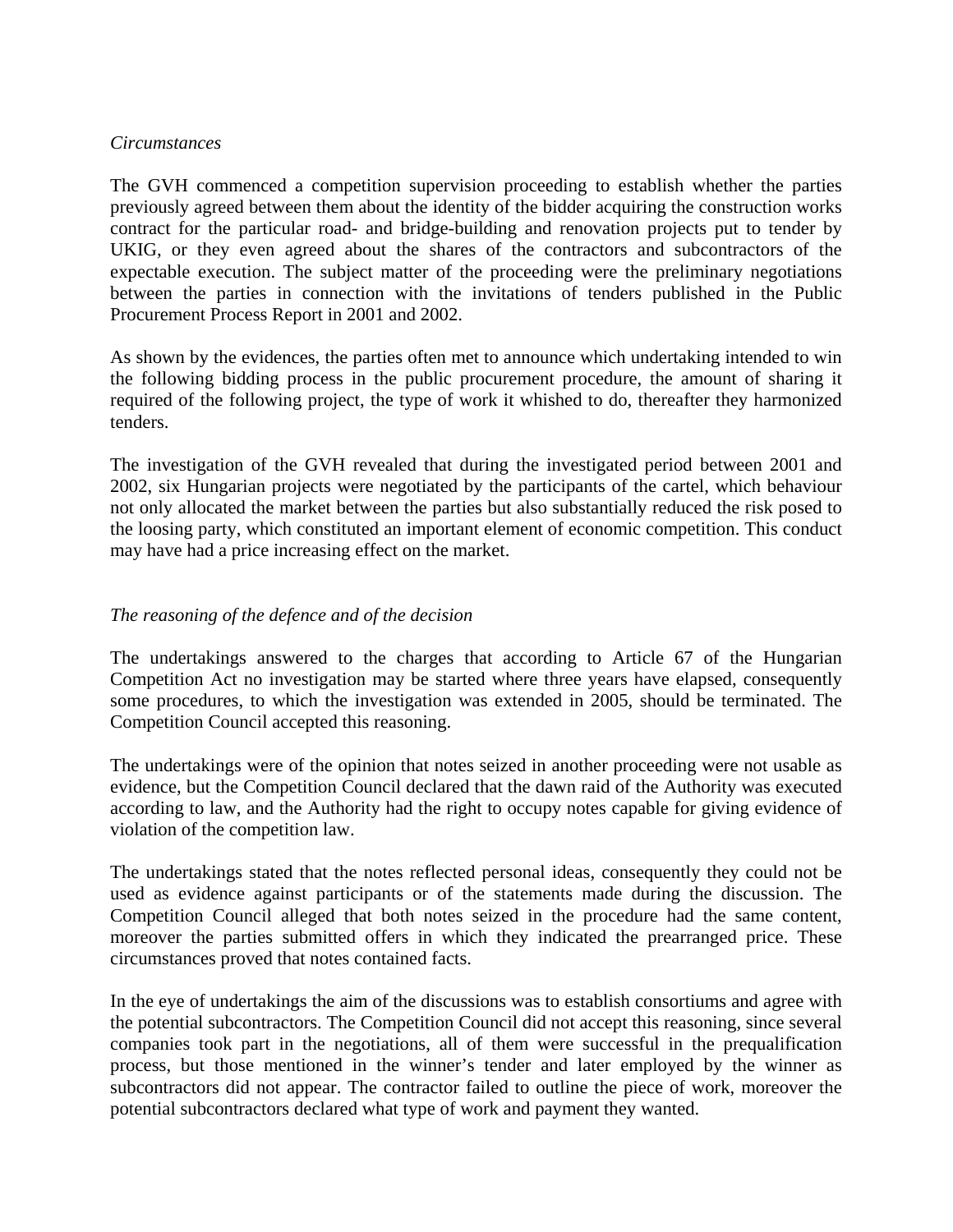*Circumstances*

The GVH commenced a competition supervision proceeding to establish whether the parties previously agreed between them about the identity of the bidder acquiring the construction works contract for the particular road- and bridge-building and renovation projects put to tender by UKIG, or they even agreed about the shares of the contractors and subcontractors of the expectable execution. The subject matter of the proceeding were the preliminary negotiations between the parties in connection with the invitations of tenders published in the Public Procurement Process Report in 2001 and 2002.

As shown by the evidences, the parties often met to announce which undertaking intended to win the following bidding process in the public procurement procedure, the amount of sharing it required of the following project, the type of work it whished to do, thereafter they harmonized tenders.

The investigation of the GVH revealed that during the investigated period between 2001 and 2002, six Hungarian projects were negotiated by the participants of the cartel, which behaviour not only allocated the market between the parties but also substantially reduced the risk posed to the loosing party, which constituted an important element of economic competition. This conduct may have had a price increasing effect on the market.

*The reasoning of the defence and of the decision*

The undertakings answered to the charges that according to Article 67 of the Hungarian Competition Act no investigation may be started where three years have elapsed, consequently some procedures, to which the investigation was extended in 2005, should be terminated. The Competition Council accepted this reasoning.

The undertakings were of the opinion that notes seized in another proceeding were not usable as evidence, but the Competition Council declared that the dawn raid of the Authority was executed according to law, and the Authority had the right to occupy notes capable for giving evidence of violation of the competition law.

The undertakings stated that the notes reflected personal ideas, consequently they could not be used as evidence against participants or of the statements made during the discussion. The Competition Council alleged that both notes seized in the procedure had the same content, moreover the parties submitted offers in which they indicated the prearranged price. These circumstances proved that notes contained facts.

In the eye of undertakings the aim of the discussions was to establish consortiums and agree with the potential subcontractors. The Competition Council did not accept this reasoning, since several companies took part in the negotiations, all of them were successful in the prequalification process, but those mentioned in the winner's tender and later employed by the winner as subcontractors did not appear. The contractor failed to outline the piece of work, moreover the potential subcontractors declared what type of work and payment they wanted.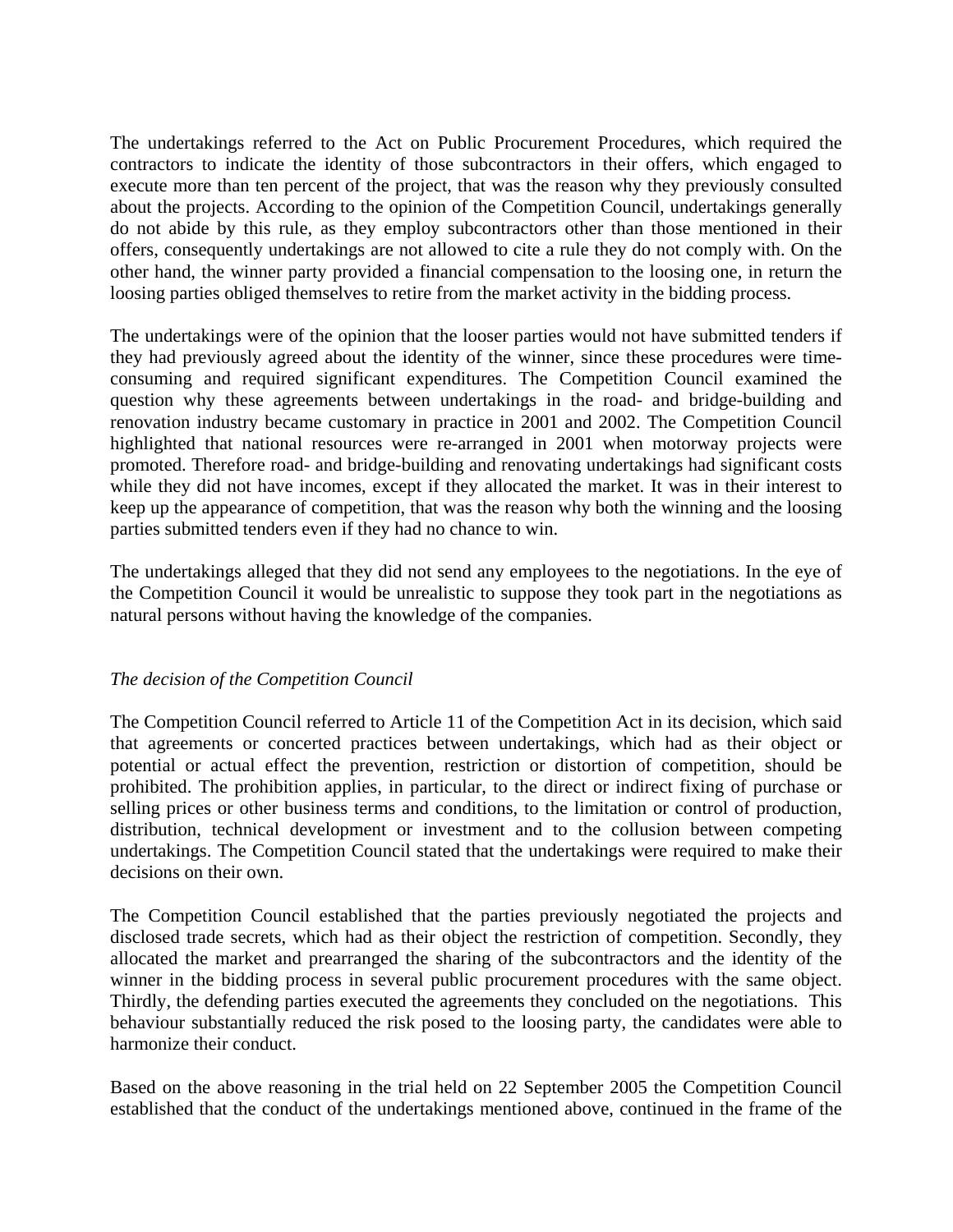The undertakings referred to the Act on Public Procurement Procedures, which required the contractors to indicate the identity of those subcontractors in their offers, which engaged to execute more than ten percent of the project, that was the reason why they previously consulted about the projects. According to the opinion of the Competition Council, undertakings generally do not abide by this rule, as they employ subcontractors other than those mentioned in their offers, consequently undertakings are not allowed to cite a rule they do not comply with. On the other hand, the winner party provided a financial compensation to the loosing one, in return the loosing parties obliged themselves to retire from the market activity in the bidding process.

The undertakings were of the opinion that the looser parties would not have submitted tenders if they had previously agreed about the identity of the winner, since these procedures were time-consuming and required significant expenditures. The Competition Council examined the question why these agreements between undertakings in the road- and bridge-building and renovation industry became customary in practice in 2001 and 2002. The Competition Council highlighted that national resources were re-arranged in 2001 when motorway projects were promoted. Therefore road- and bridge-building and renovating undertakings had significant costs while they did not have incomes, except if they allocated the market. It was in their interest to keep up the appearance of competition, that was the reason why both the winning and the loosing parties submitted tenders even if they had no chance to win.

The undertakings alleged that they did not send any employees to the negotiations. In the eye of the Competition Council it would be unrealistic to suppose they took part in the negotiations as natural persons without having the knowledge of the companies.

*The decision of the Competition Council*

The Competition Council referred to Article 11 of the Competition Act in its decision, which said that agreements or concerted practices between undertakings, which had as their object or potential or actual effect the prevention, restriction or distortion of competition, should be prohibited. The prohibition applies, in particular, to the direct or indirect fixing of purchase or selling prices or other business terms and conditions, to the limitation or control of production, distribution, technical development or investment and to the collusion between competing undertakings. The Competition Council stated that the undertakings were required to make their decisions on their own.

The Competition Council established that the parties previously negotiated the projects and disclosed trade secrets, which had as their object the restriction of competition. Secondly, they allocated the market and prearranged the sharing of the subcontractors and the identity of the winner in the bidding process in several public procurement procedures with the same object. Thirdly, the defending parties executed the agreements they concluded on the negotiations. This behaviour substantially reduced the risk posed to the loosing party, the candidates were able to harmonize their conduct.

Based on the above reasoning in the trial held on 22 September 2005 the Competition Council established that the conduct of the undertakings mentioned above, continued in the frame of the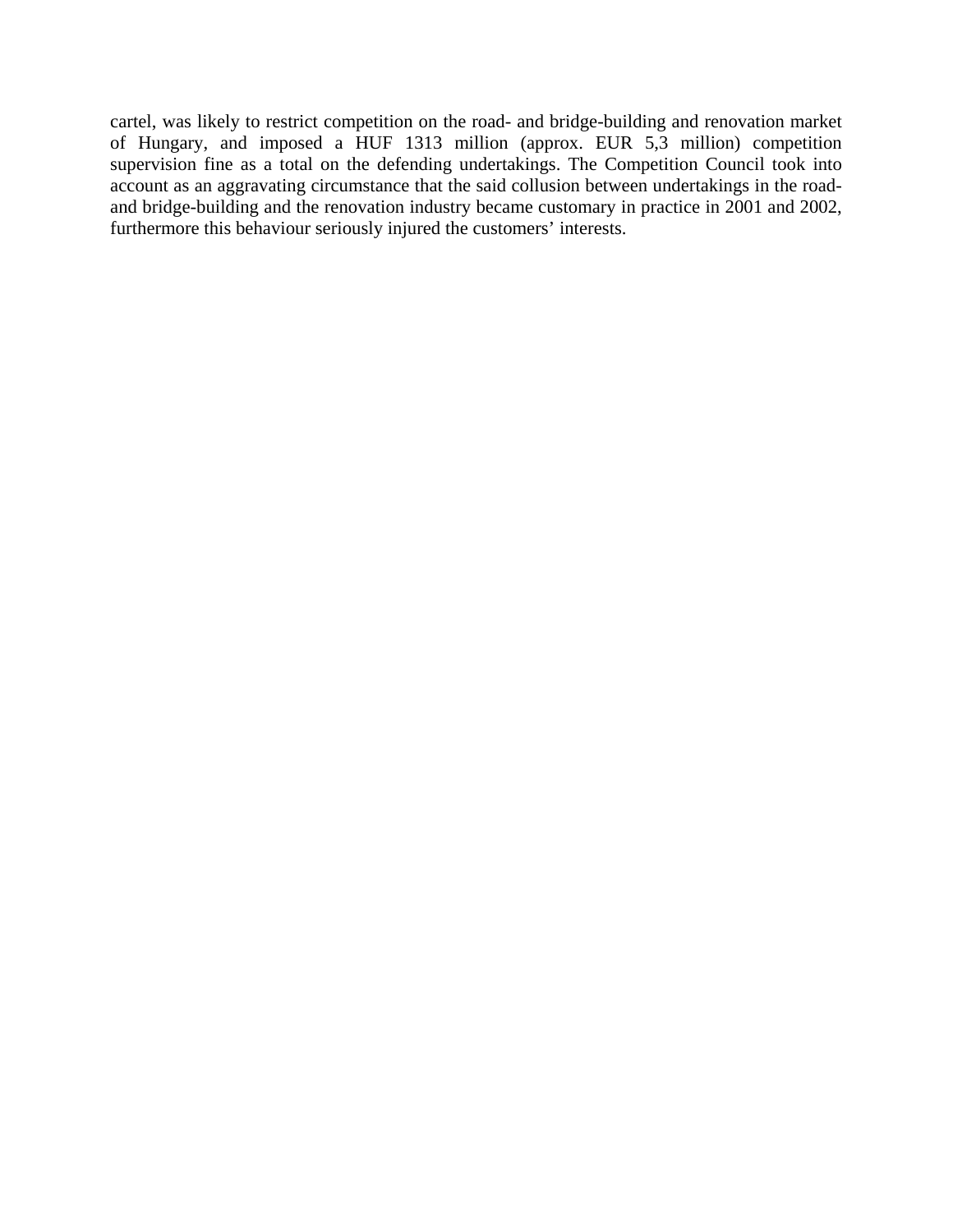cartel, was likely to restrict competition on the road- and bridge-building and renovation market of Hungary, and imposed a HUF 1313 million (approx. EUR 5,3 million) competition supervision fine as a total on the defending undertakings. The Competition Council took into account as an aggravating circumstance that the said collusion between undertakings in the road- and bridge-building and the renovation industry became customary in practice in 2001 and 2002, furthermore this behaviour seriously injured the customers' interests.